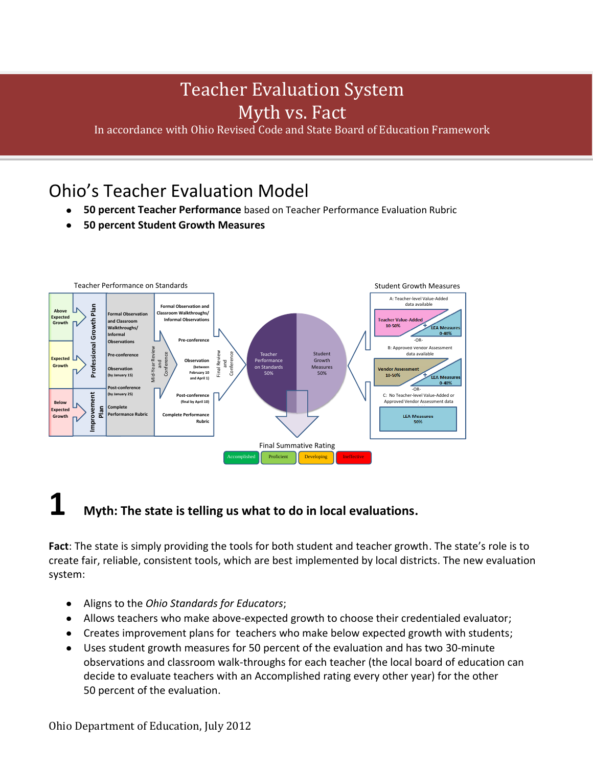# Teacher Evaluation System

# Myth vs. Fact

In accordance with Ohio Revised Code and State Board of Education Framework

## Ohio's Teacher Evaluation Model

- **50 percent Teacher Performance** based on Teacher Performance Evaluation Rubric
- **50 percent Student Growth Measures**

Teacher Performance on Standards

Above Expected Growth | Expected Growth | Below Expected Growth

Professional Growth Plan | Improvement Plan

Formal Observation and Classroom Walkthroughs/ Informal Observations

Pre-conference

Observation (by January 15)

Post-conference (by January 25)

Complete Performance Rubric

Mid-Year Review and Conference

Formal Observation and Classroom Walkthroughs/ Informal Observations

Pre-conference

Observation (between February 10 and April 1)

Post-conference (final by April 10)

Complete Performance Rubric

Final Review and Conference

Teacher Performance on Standards 50%

Student Growth Measures 50%

Student Growth Measures

A: Teacher-level Value-Added data available

Teacher Value-Added 10-50% + LEA Measures 0-40%

-OR-

B: Approved Vendor Assessment data available

Vendor Assessment 10-50% + LEA Measures 0-40%

-OR-

C: No Teacher-level Value-Added or Approved Vendor Assessment data

LEA Measures 50%

Final Summative Rating

Accomplished | Proficient | Developing | Ineffective

## 1 Myth: The state is telling us what to do in local evaluations.

**Fact**: The state is simply providing the tools for both student and teacher growth. The state's role is to create fair, reliable, consistent tools, which are best implemented by local districts. The new evaluation system:

- Aligns to the *Ohio Standards for Educators*;
- Allows teachers who make above-expected growth to choose their credentialed evaluator;
- Creates improvement plans for teachers who make below expected growth with students;
- Uses student growth measures for 50 percent of the evaluation and has two 30-minute observations and classroom walk-throughs for each teacher (the local board of education can decide to evaluate teachers with an Accomplished rating every other year) for the other 50 percent of the evaluation.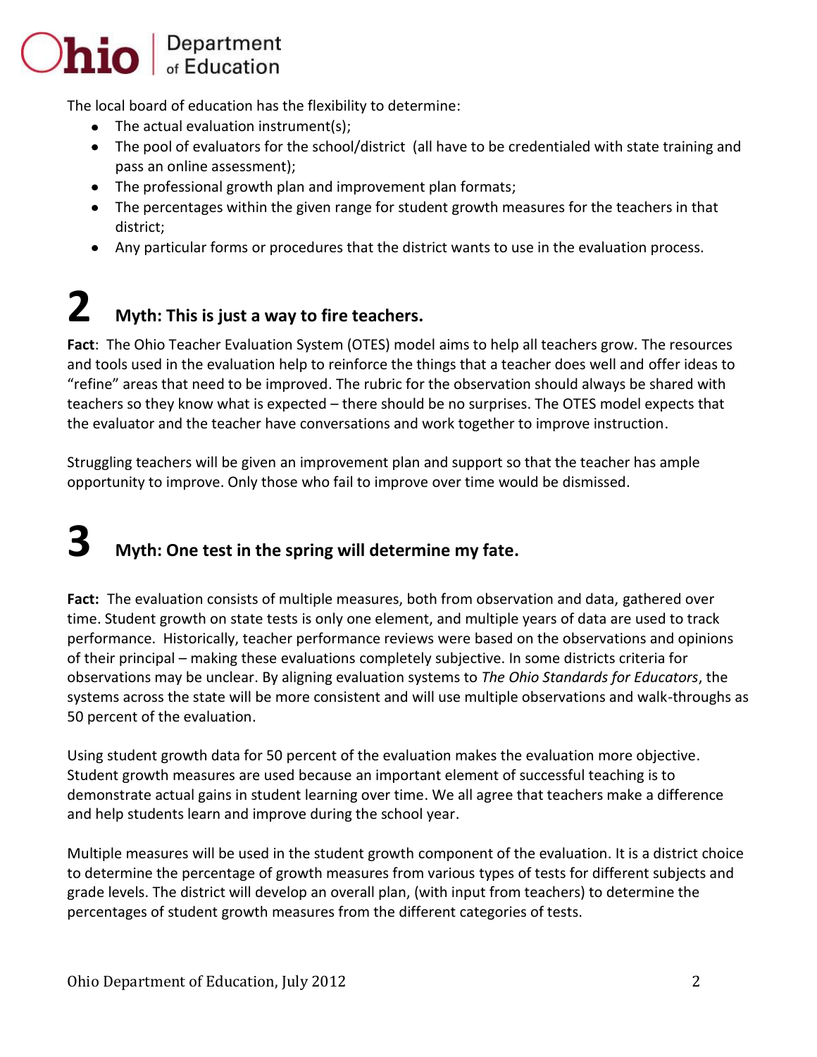The local board of education has the flexibility to determine:

- The actual evaluation instrument(s);
- The pool of evaluators for the school/district (all have to be credentialed with state training and pass an online assessment);
- The professional growth plan and improvement plan formats;
- The percentages within the given range for student growth measures for the teachers in that district;
- Any particular forms or procedures that the district wants to use in the evaluation process.

## 2 Myth: This is just a way to fire teachers.

**Fact**: The Ohio Teacher Evaluation System (OTES) model aims to help all teachers grow. The resources and tools used in the evaluation help to reinforce the things that a teacher does well and offer ideas to "refine" areas that need to be improved. The rubric for the observation should always be shared with teachers so they know what is expected – there should be no surprises. The OTES model expects that the evaluator and the teacher have conversations and work together to improve instruction.

Struggling teachers will be given an improvement plan and support so that the teacher has ample opportunity to improve. Only those who fail to improve over time would be dismissed.

## 3 Myth: One test in the spring will determine my fate.

**Fact:** The evaluation consists of multiple measures, both from observation and data, gathered over time. Student growth on state tests is only one element, and multiple years of data are used to track performance. Historically, teacher performance reviews were based on the observations and opinions of their principal – making these evaluations completely subjective. In some districts criteria for observations may be unclear. By aligning evaluation systems to *The Ohio Standards for Educators*, the systems across the state will be more consistent and will use multiple observations and walk-throughs as 50 percent of the evaluation.

Using student growth data for 50 percent of the evaluation makes the evaluation more objective. Student growth measures are used because an important element of successful teaching is to demonstrate actual gains in student learning over time. We all agree that teachers make a difference and help students learn and improve during the school year.

Multiple measures will be used in the student growth component of the evaluation. It is a district choice to determine the percentage of growth measures from various types of tests for different subjects and grade levels. The district will develop an overall plan, (with input from teachers) to determine the percentages of student growth measures from the different categories of tests.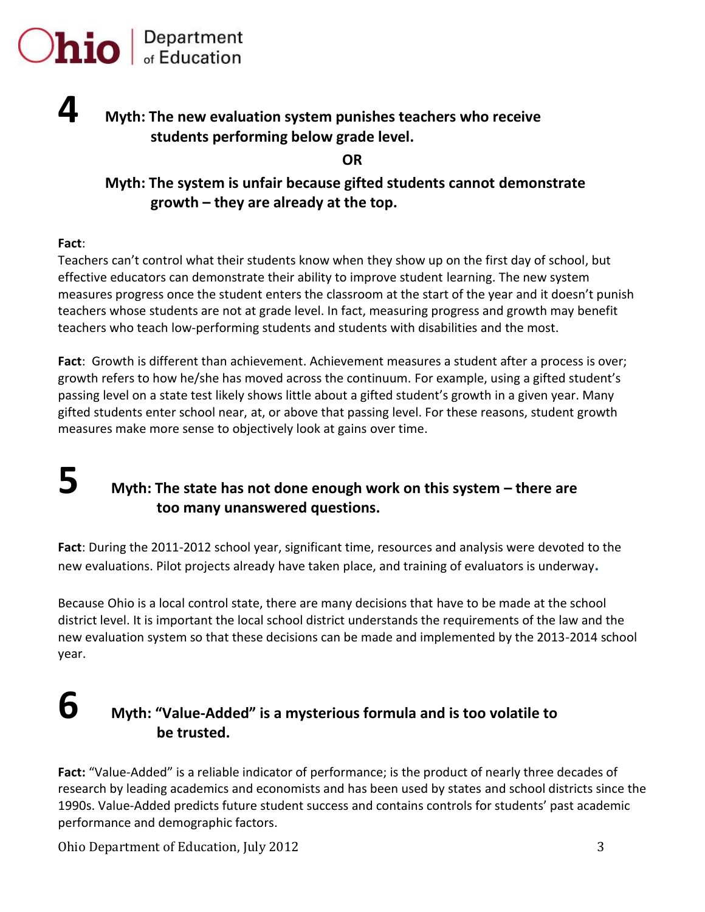## 4

### Myth: The new evaluation system punishes teachers who receive students performing below grade level.

**OR**

### Myth: The system is unfair because gifted students cannot demonstrate growth – they are already at the top.

**Fact**:
Teachers can't control what their students know when they show up on the first day of school, but effective educators can demonstrate their ability to improve student learning. The new system measures progress once the student enters the classroom at the start of the year and it doesn't punish teachers whose students are not at grade level. In fact, measuring progress and growth may benefit teachers who teach low-performing students and students with disabilities and the most.

**Fact**: Growth is different than achievement. Achievement measures a student after a process is over; growth refers to how he/she has moved across the continuum. For example, using a gifted student's passing level on a state test likely shows little about a gifted student's growth in a given year. Many gifted students enter school near, at, or above that passing level. For these reasons, student growth measures make more sense to objectively look at gains over time.

## 5

### Myth: The state has not done enough work on this system – there are too many unanswered questions.

**Fact**: During the 2011-2012 school year, significant time, resources and analysis were devoted to the new evaluations. Pilot projects already have taken place, and training of evaluators is underway.

Because Ohio is a local control state, there are many decisions that have to be made at the school district level. It is important the local school district understands the requirements of the law and the new evaluation system so that these decisions can be made and implemented by the 2013-2014 school year.

## 6

### Myth: "Value-Added" is a mysterious formula and is too volatile to be trusted.

**Fact:** "Value-Added" is a reliable indicator of performance; is the product of nearly three decades of research by leading academics and economists and has been used by states and school districts since the 1990s. Value-Added predicts future student success and contains controls for students' past academic performance and demographic factors.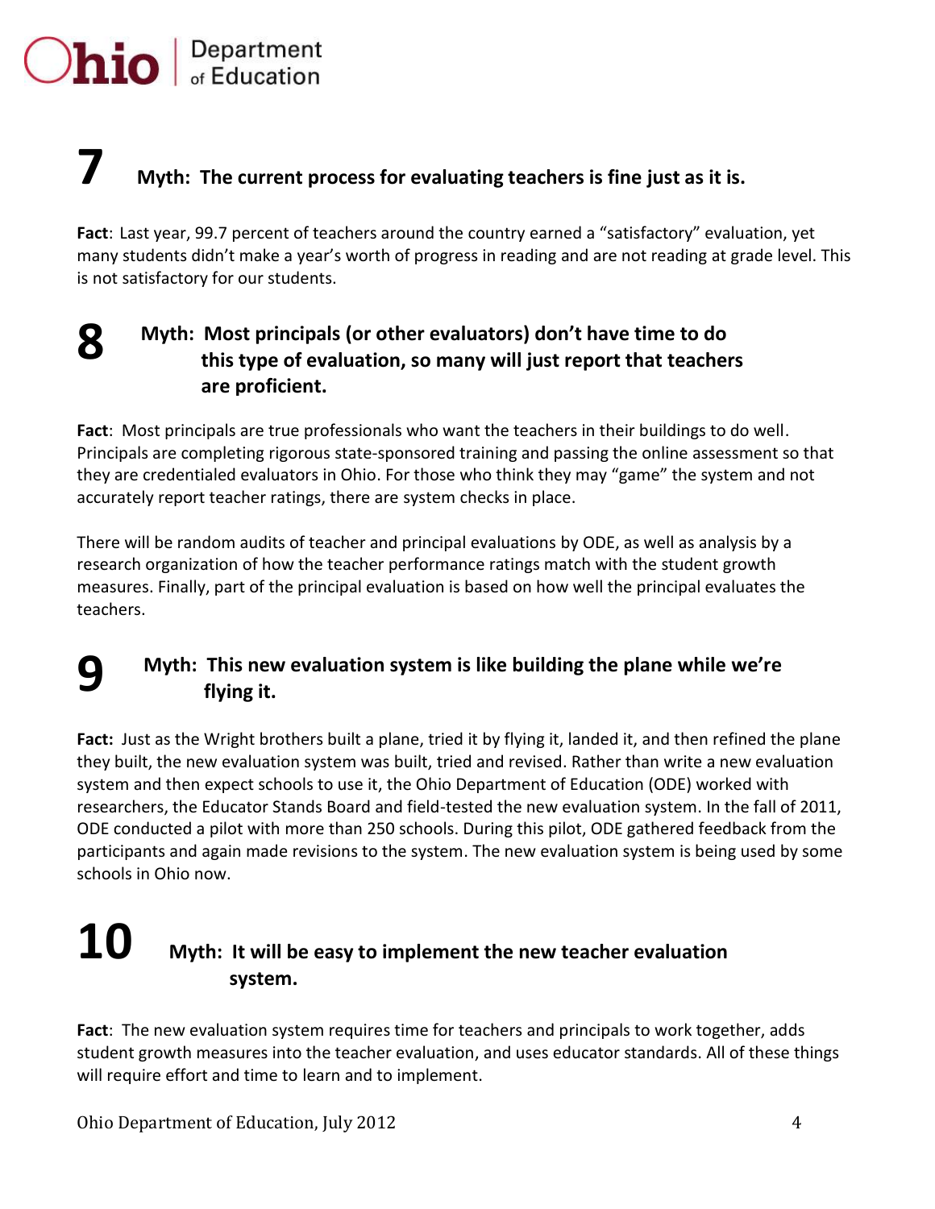## 7 Myth: The current process for evaluating teachers is fine just as it is.

**Fact**: Last year, 99.7 percent of teachers around the country earned a "satisfactory" evaluation, yet many students didn't make a year's worth of progress in reading and are not reading at grade level. This is not satisfactory for our students.

## 8 Myth: Most principals (or other evaluators) don't have time to do this type of evaluation, so many will just report that teachers are proficient.

**Fact**: Most principals are true professionals who want the teachers in their buildings to do well. Principals are completing rigorous state-sponsored training and passing the online assessment so that they are credentialed evaluators in Ohio. For those who think they may "game" the system and not accurately report teacher ratings, there are system checks in place.

There will be random audits of teacher and principal evaluations by ODE, as well as analysis by a research organization of how the teacher performance ratings match with the student growth measures. Finally, part of the principal evaluation is based on how well the principal evaluates the teachers.

## 9 Myth: This new evaluation system is like building the plane while we're flying it.

**Fact:** Just as the Wright brothers built a plane, tried it by flying it, landed it, and then refined the plane they built, the new evaluation system was built, tried and revised. Rather than write a new evaluation system and then expect schools to use it, the Ohio Department of Education (ODE) worked with researchers, the Educator Stands Board and field-tested the new evaluation system. In the fall of 2011, ODE conducted a pilot with more than 250 schools. During this pilot, ODE gathered feedback from the participants and again made revisions to the system. The new evaluation system is being used by some schools in Ohio now.

## 10 Myth: It will be easy to implement the new teacher evaluation system.

**Fact**: The new evaluation system requires time for teachers and principals to work together, adds student growth measures into the teacher evaluation, and uses educator standards. All of these things will require effort and time to learn and to implement.